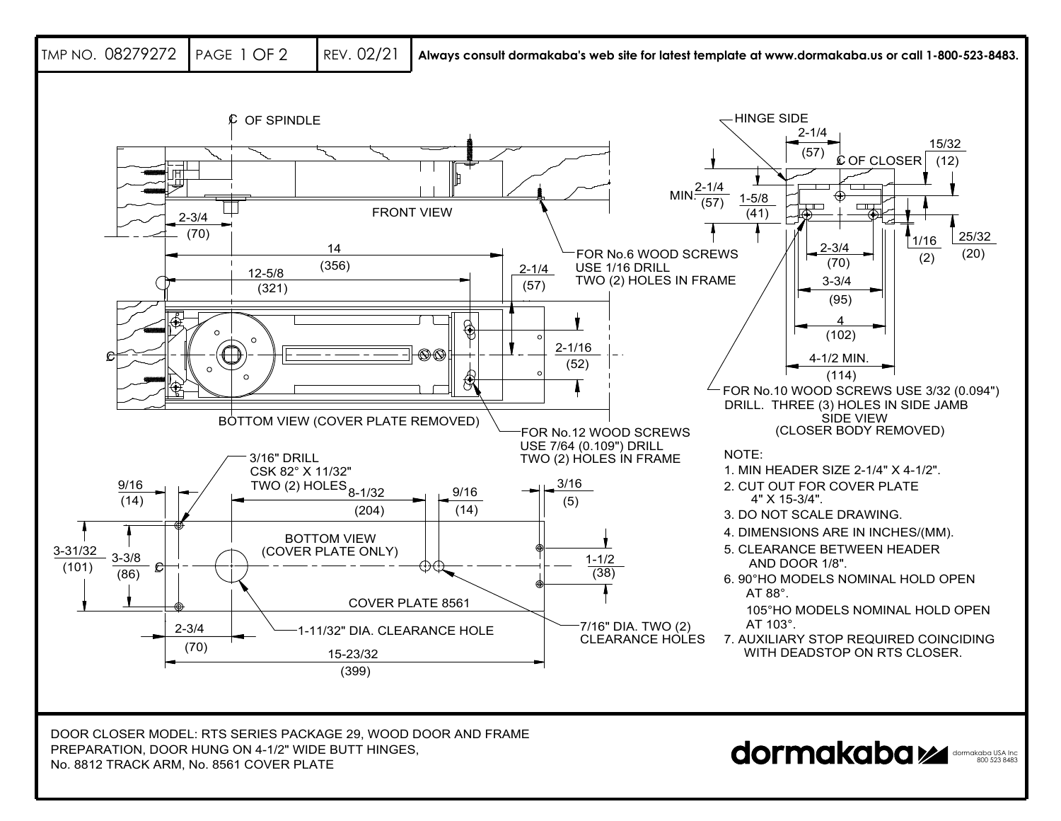TMP NO. 08279272 | REV. 02/21 | **Always consult dormakaba's web site for latest template at www.dormakaba.us or call 1-800-523-8483.**

℄ OF SPINDLE

FRONT VIEW

2-3/4 (70)

14 (356)

12-5/8 (321)

2-1/4 (57)

2-1/16 (52)

FOR No.6 WOOD SCREWS USE 1/16 DRILL TWO (2) HOLES IN FRAME

BOTTOM VIEW (COVER PLATE REMOVED)

FOR No.12 WOOD SCREWS USE 7/64 (0.109") DRILL TWO (2) HOLES IN FRAME

HINGE SIDE

2-1/4 (57)

℄ OF CLOSER

15/32 (12)

MIN. 2-1/4 (57)

1-5/8 (41)

1/16 (2)

25/32 (20)

2-3/4 (70)

3-3/4 (95)

4 (102)

4-1/2 MIN. (114)

FOR No.10 WOOD SCREWS USE 3/32 (0.094") DRILL. THREE (3) HOLES IN SIDE JAMB

SIDE VIEW (CLOSER BODY REMOVED)

3/16" DRILL CSK 82° X 11/32" TWO (2) HOLES

9/16 (14)

8-1/32 (204)

9/16 (14)

3/16 (5)

BOTTOM VIEW (COVER PLATE ONLY)

3-31/32 (101)

3-3/8 (86)

1-1/2 (38)

COVER PLATE 8561

2-3/4 (70)

1-11/32" DIA. CLEARANCE HOLE

7/16" DIA. TWO (2) CLEARANCE HOLES

15-23/32 (399)

NOTE:

1. MIN HEADER SIZE 2-1/4" X 4-1/2".
2. CUT OUT FOR COVER PLATE 4" X 15-3/4".
3. DO NOT SCALE DRAWING.
4. DIMENSIONS ARE IN INCHES/(MM).
5. CLEARANCE BETWEEN HEADER AND DOOR 1/8".
6. 90°HO MODELS NOMINAL HOLD OPEN AT 88°.
   105°HO MODELS NOMINAL HOLD OPEN AT 103°.
7. AUXILIARY STOP REQUIRED COINCIDING WITH DEADSTOP ON RTS CLOSER.

DOOR CLOSER MODEL: RTS SERIES PACKAGE 29, WOOD DOOR AND FRAME PREPARATION, DOOR HUNG ON 4-1/2" WIDE BUTT HINGES, No. 8812 TRACK ARM, No. 8561 COVER PLATE

dormakaba

dormakaba USA Inc 800 523 8483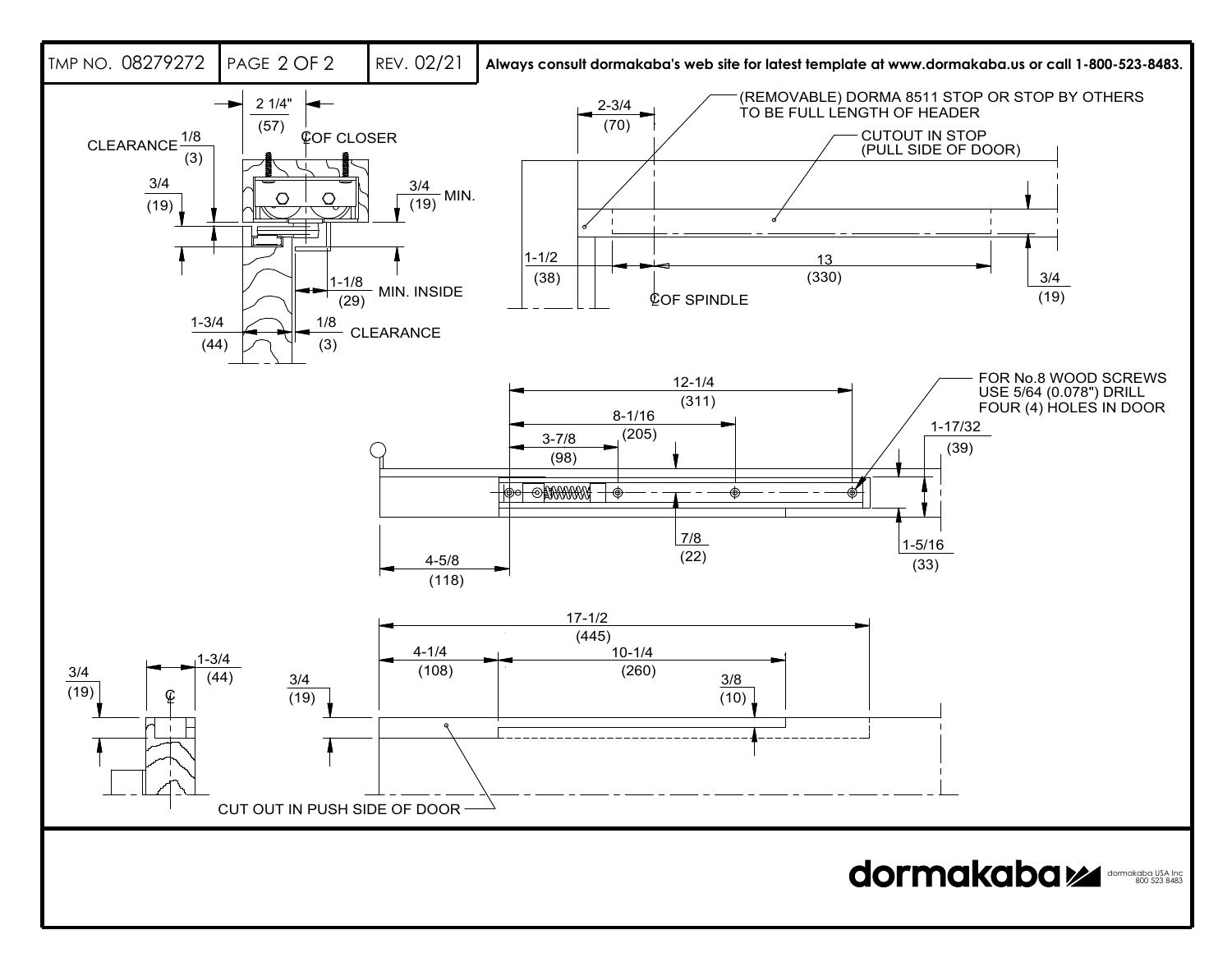TMP NO. 08279272 | PAGE 2 OF 2 | REV. 02/21

**Always consult dormakaba's web site for latest template at www.dormakaba.us or call 1-800-523-8483.**

2 1/4" (57)

℄ OF CLOSER

CLEARANCE 1/8 (3)

3/4 (19)

3/4 (19) MIN.

1-1/8 (29) MIN. INSIDE

1-3/4 (44)

1/8 (3) CLEARANCE

2-3/4 (70)

(REMOVABLE) DORMA 8511 STOP OR STOP BY OTHERS TO BE FULL LENGTH OF HEADER

CUTOUT IN STOP (PULL SIDE OF DOOR)

1-1/2 (38)

13 (330)

3/4 (19)

℄ OF SPINDLE

12-1/4 (311)

8-1/16 (205)

3-7/8 (98)

FOR No.8 WOOD SCREWS USE 5/64 (0.078") DRILL FOUR (4) HOLES IN DOOR

1-17/32 (39)

7/8 (22)

1-5/16 (33)

4-5/8 (118)

17-1/2 (445)

4-1/4 (108)

10-1/4 (260)

3/8 (10)

3/4 (19)

1-3/4 (44)

3/4 (19)

℄

CUT OUT IN PUSH SIDE OF DOOR

dormakaba

dormakaba USA Inc 800 523 8483